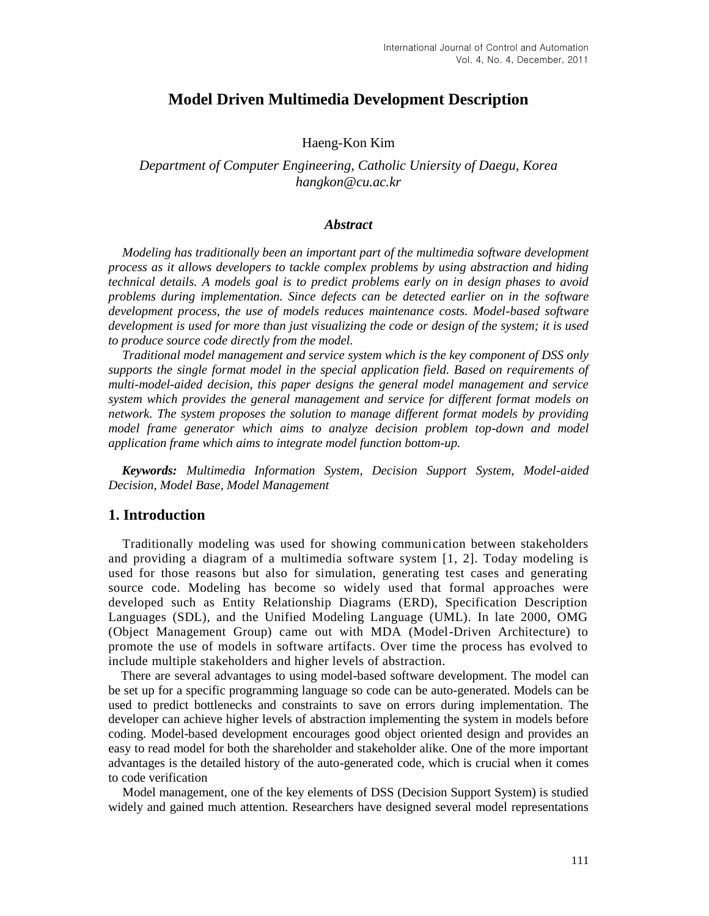# Model Driven Multimedia Development Description

Haeng-Kon Kim

*Department of Computer Engineering, Catholic Uniersity of Daegu, Korea*
*hangkon@cu.ac.kr*

### *Abstract*

*Modeling has traditionally been an important part of the multimedia software development process as it allows developers to tackle complex problems by using abstraction and hiding technical details. A models goal is to predict problems early on in design phases to avoid problems during implementation. Since defects can be detected earlier on in the software development process, the use of models reduces maintenance costs. Model-based software development is used for more than just visualizing the code or design of the system; it is used to produce source code directly from the model.*

*Traditional model management and service system which is the key component of DSS only supports the single format model in the special application field. Based on requirements of multi-model-aided decision, this paper designs the general model management and service system which provides the general management and service for different format models on network. The system proposes the solution to manage different format models by providing model frame generator which aims to analyze decision problem top-down and model application frame which aims to integrate model function bottom-up.*

***Keywords:*** *Multimedia Information System, Decision Support System, Model-aided Decision, Model Base, Model Management*

## 1. Introduction

Traditionally modeling was used for showing communication between stakeholders and providing a diagram of a multimedia software system [1, 2]. Today modeling is used for those reasons but also for simulation, generating test cases and generating source code. Modeling has become so widely used that formal approaches were developed such as Entity Relationship Diagrams (ERD), Specification Description Languages (SDL), and the Unified Modeling Language (UML). In late 2000, OMG (Object Management Group) came out with MDA (Model-Driven Architecture) to promote the use of models in software artifacts. Over time the process has evolved to include multiple stakeholders and higher levels of abstraction.

There are several advantages to using model-based software development. The model can be set up for a specific programming language so code can be auto-generated. Models can be used to predict bottlenecks and constraints to save on errors during implementation. The developer can achieve higher levels of abstraction implementing the system in models before coding. Model-based development encourages good object oriented design and provides an easy to read model for both the shareholder and stakeholder alike. One of the more important advantages is the detailed history of the auto-generated code, which is crucial when it comes to code verification

Model management, one of the key elements of DSS (Decision Support System) is studied widely and gained much attention. Researchers have designed several model representations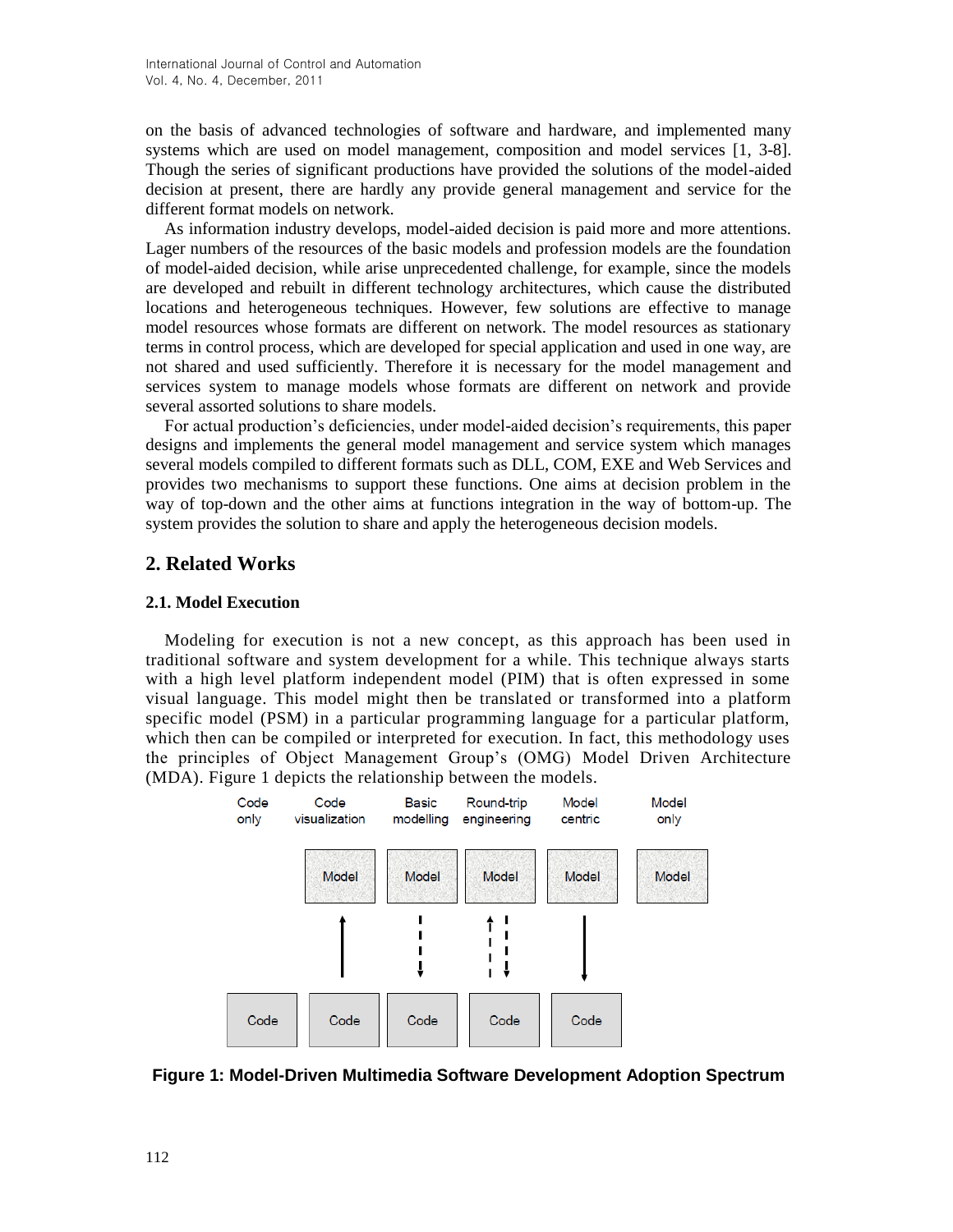on the basis of advanced technologies of software and hardware, and implemented many systems which are used on model management, composition and model services [1, 3-8]. Though the series of significant productions have provided the solutions of the model-aided decision at present, there are hardly any provide general management and service for the different format models on network.

As information industry develops, model-aided decision is paid more and more attentions. Lager numbers of the resources of the basic models and profession models are the foundation of model-aided decision, while arise unprecedented challenge, for example, since the models are developed and rebuilt in different technology architectures, which cause the distributed locations and heterogeneous techniques. However, few solutions are effective to manage model resources whose formats are different on network. The model resources as stationary terms in control process, which are developed for special application and used in one way, are not shared and used sufficiently. Therefore it is necessary for the model management and services system to manage models whose formats are different on network and provide several assorted solutions to share models.

For actual production's deficiencies, under model-aided decision's requirements, this paper designs and implements the general model management and service system which manages several models compiled to different formats such as DLL, COM, EXE and Web Services and provides two mechanisms to support these functions. One aims at decision problem in the way of top-down and the other aims at functions integration in the way of bottom-up. The system provides the solution to share and apply the heterogeneous decision models.

## 2. Related Works

### 2.1. Model Execution

Modeling for execution is not a new concept, as this approach has been used in traditional software and system development for a while. This technique always starts with a high level platform independent model (PIM) that is often expressed in some visual language. This model might then be translated or transformed into a platform specific model (PSM) in a particular programming language for a particular platform, which then can be compiled or interpreted for execution. In fact, this methodology uses the principles of Object Management Group's (OMG) Model Driven Architecture (MDA). Figure 1 depicts the relationship between the models.

**Figure 1: Model-Driven Multimedia Software Development Adoption Spectrum**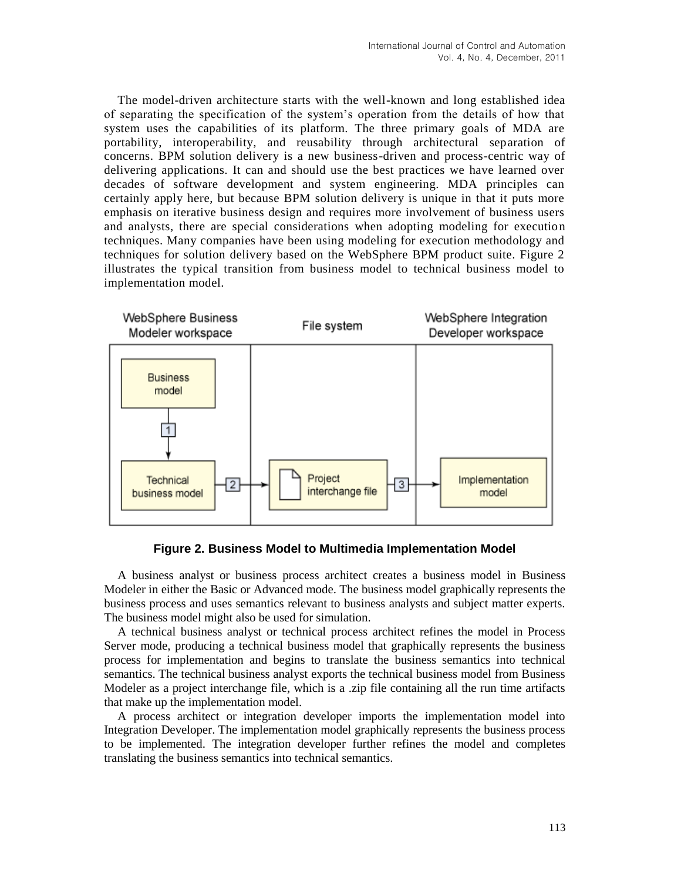The model-driven architecture starts with the well-known and long established idea of separating the specification of the system's operation from the details of how that system uses the capabilities of its platform. The three primary goals of MDA are portability, interoperability, and reusability through architectural separation of concerns. BPM solution delivery is a new business-driven and process-centric way of delivering applications. It can and should use the best practices we have learned over decades of software development and system engineering. MDA principles can certainly apply here, but because BPM solution delivery is unique in that it puts more emphasis on iterative business design and requires more involvement of business users and analysts, there are special considerations when adopting modeling for execution techniques. Many companies have been using modeling for execution methodology and techniques for solution delivery based on the WebSphere BPM product suite. Figure 2 illustrates the typical transition from business model to technical business model to implementation model.

**Figure 2. Business Model to Multimedia Implementation Model**

A business analyst or business process architect creates a business model in Business Modeler in either the Basic or Advanced mode. The business model graphically represents the business process and uses semantics relevant to business analysts and subject matter experts. The business model might also be used for simulation.

A technical business analyst or technical process architect refines the model in Process Server mode, producing a technical business model that graphically represents the business process for implementation and begins to translate the business semantics into technical semantics. The technical business analyst exports the technical business model from Business Modeler as a project interchange file, which is a .zip file containing all the run time artifacts that make up the implementation model.

A process architect or integration developer imports the implementation model into Integration Developer. The implementation model graphically represents the business process to be implemented. The integration developer further refines the model and completes translating the business semantics into technical semantics.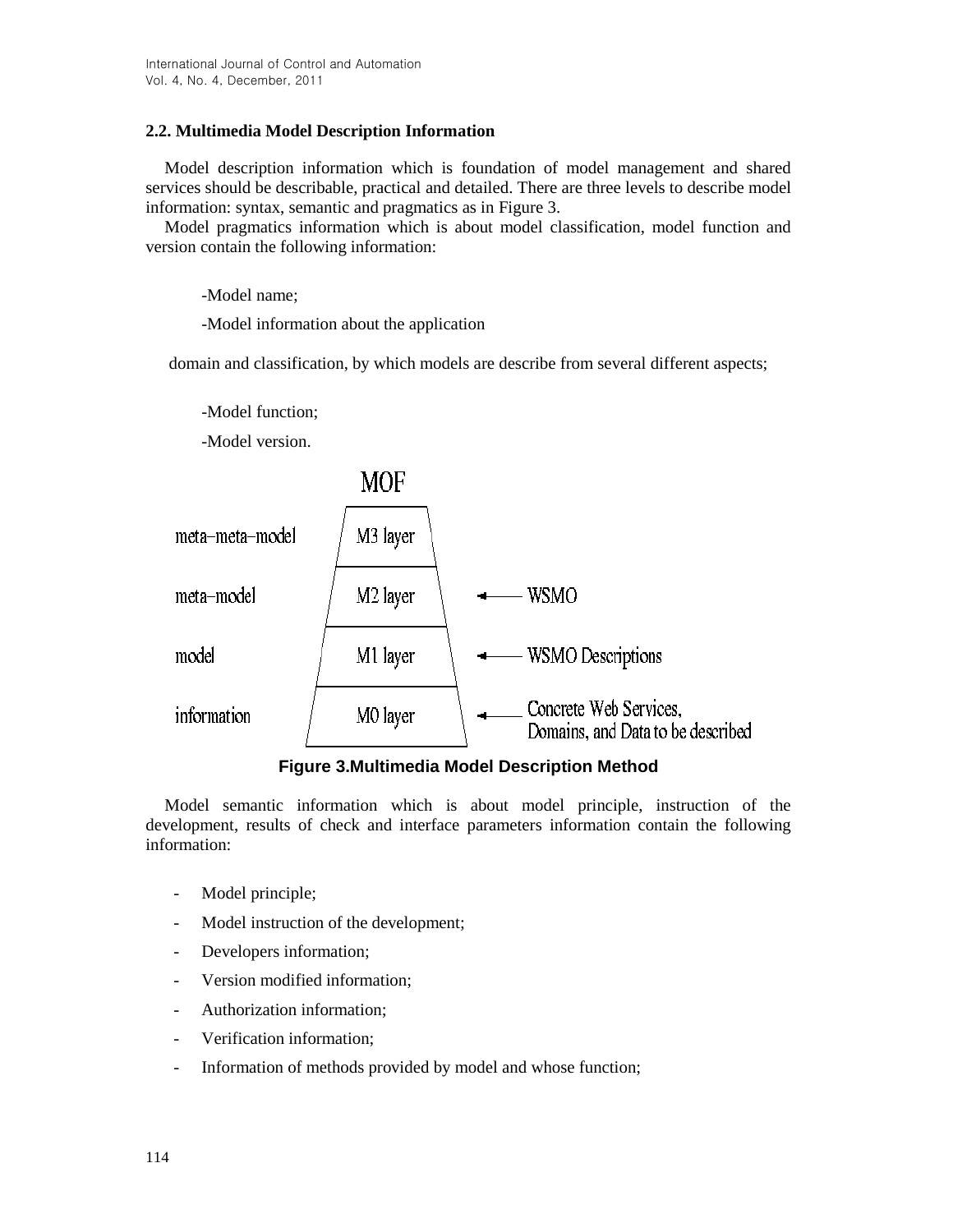### 2.2. Multimedia Model Description Information

Model description information which is foundation of model management and shared services should be describable, practical and detailed. There are three levels to describe model information: syntax, semantic and pragmatics as in Figure 3.

Model pragmatics information which is about model classification, model function and version contain the following information:

-Model name;

-Model information about the application

domain and classification, by which models are describe from several different aspects;

-Model function;

-Model version.

**Figure 3.Multimedia Model Description Method**

Model semantic information which is about model principle, instruction of the development, results of check and interface parameters information contain the following information:

- Model principle;
- Model instruction of the development;
- Developers information;
- Version modified information;
- Authorization information;
- Verification information;
- Information of methods provided by model and whose function;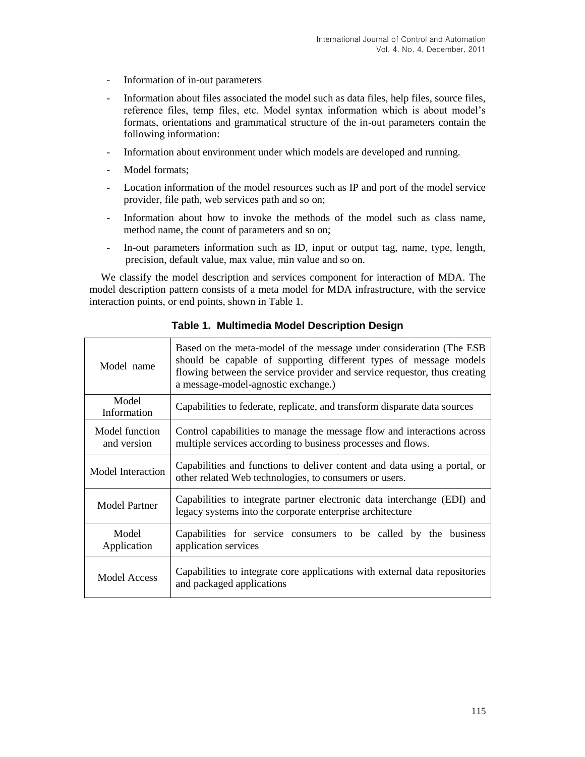- Information of in-out parameters
- Information about files associated the model such as data files, help files, source files, reference files, temp files, etc. Model syntax information which is about model's formats, orientations and grammatical structure of the in-out parameters contain the following information:
- Information about environment under which models are developed and running.
- Model formats;
- Location information of the model resources such as IP and port of the model service provider, file path, web services path and so on;
- Information about how to invoke the methods of the model such as class name, method name, the count of parameters and so on;
- In-out parameters information such as ID, input or output tag, name, type, length, precision, default value, max value, min value and so on.

We classify the model description and services component for interaction of MDA. The model description pattern consists of a meta model for MDA infrastructure, with the service interaction points, or end points, shown in Table 1.

**Table 1. Multimedia Model Description Design**

| | |
|---|---|
| Model name | Based on the meta-model of the message under consideration (The ESB should be capable of supporting different types of message models flowing between the service provider and service requestor, thus creating a message-model-agnostic exchange.) |
| Model Information | Capabilities to federate, replicate, and transform disparate data sources |
| Model function and version | Control capabilities to manage the message flow and interactions across multiple services according to business processes and flows. |
| Model Interaction | Capabilities and functions to deliver content and data using a portal, or other related Web technologies, to consumers or users. |
| Model Partner | Capabilities to integrate partner electronic data interchange (EDI) and legacy systems into the corporate enterprise architecture |
| Model Application | Capabilities for service consumers to be called by the business application services |
| Model Access | Capabilities to integrate core applications with external data repositories and packaged applications |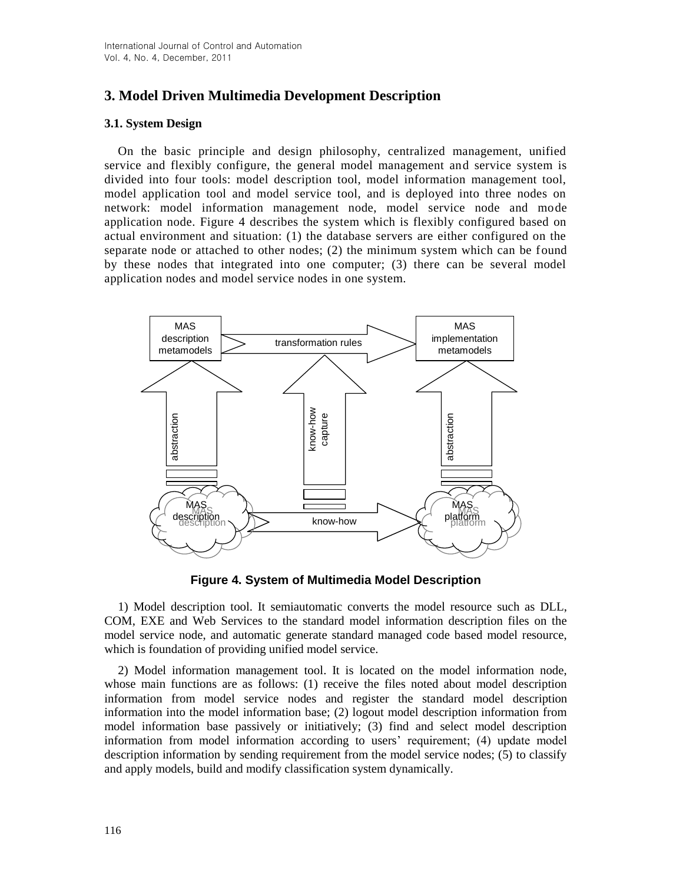## 3. Model Driven Multimedia Development Description

### 3.1. System Design

On the basic principle and design philosophy, centralized management, unified service and flexibly configure, the general model management and service system is divided into four tools: model description tool, model information management tool, model application tool and model service tool, and is deployed into three nodes on network: model information management node, model service node and mode application node. Figure 4 describes the system which is flexibly configured based on actual environment and situation: (1) the database servers are either configured on the separate node or attached to other nodes; (2) the minimum system which can be found by these nodes that integrated into one computer; (3) there can be several model application nodes and model service nodes in one system.

**Figure 4. System of Multimedia Model Description**

1) Model description tool. It semiautomatic converts the model resource such as DLL, COM, EXE and Web Services to the standard model information description files on the model service node, and automatic generate standard managed code based model resource, which is foundation of providing unified model service.

2) Model information management tool. It is located on the model information node, whose main functions are as follows: (1) receive the files noted about model description information from model service nodes and register the standard model description information into the model information base; (2) logout model description information from model information base passively or initiatively; (3) find and select model description information from model information according to users' requirement; (4) update model description information by sending requirement from the model service nodes; (5) to classify and apply models, build and modify classification system dynamically.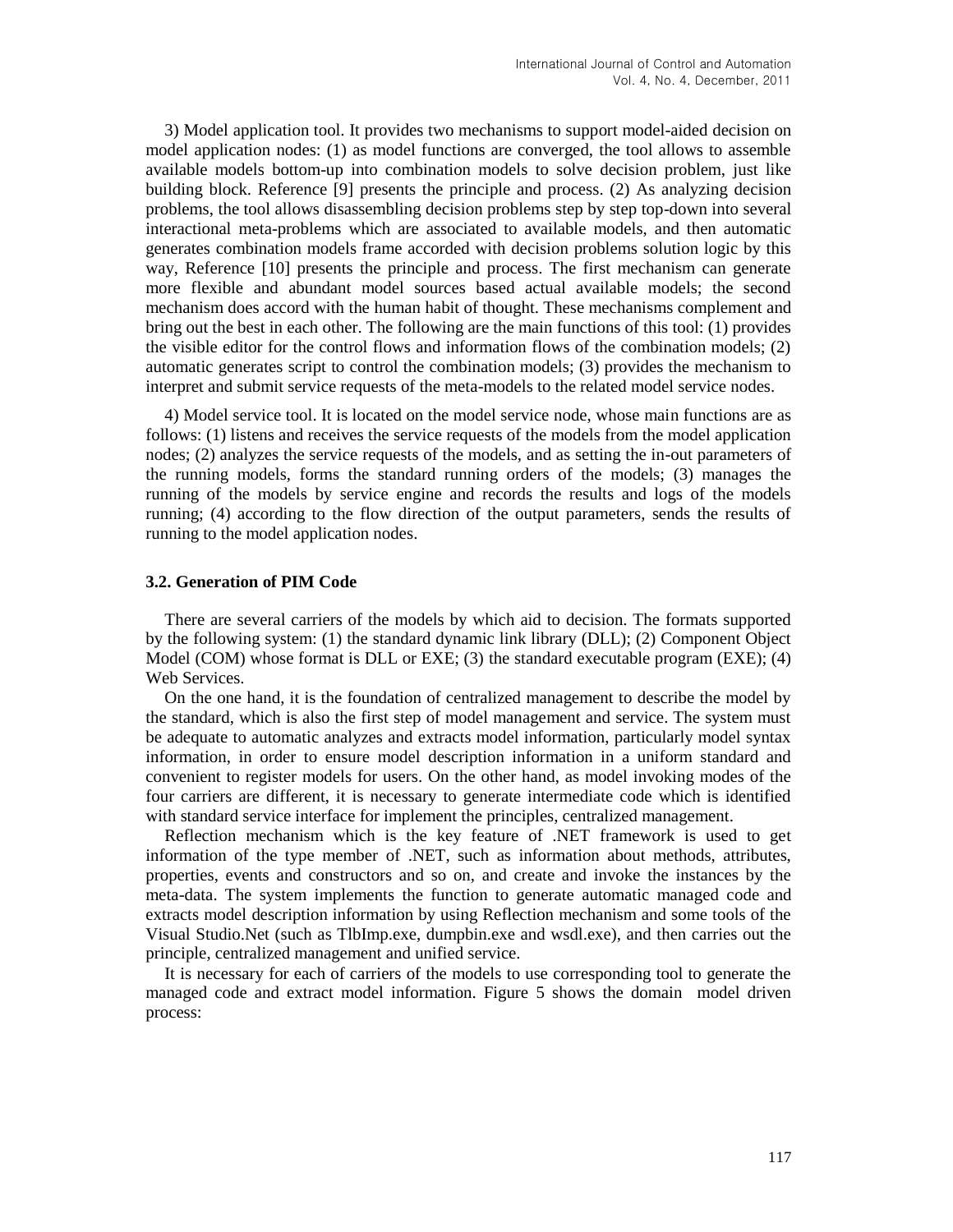3) Model application tool. It provides two mechanisms to support model-aided decision on model application nodes: (1) as model functions are converged, the tool allows to assemble available models bottom-up into combination models to solve decision problem, just like building block. Reference [9] presents the principle and process. (2) As analyzing decision problems, the tool allows disassembling decision problems step by step top-down into several interactional meta-problems which are associated to available models, and then automatic generates combination models frame accorded with decision problems solution logic by this way, Reference [10] presents the principle and process. The first mechanism can generate more flexible and abundant model sources based actual available models; the second mechanism does accord with the human habit of thought. These mechanisms complement and bring out the best in each other. The following are the main functions of this tool: (1) provides the visible editor for the control flows and information flows of the combination models; (2) automatic generates script to control the combination models; (3) provides the mechanism to interpret and submit service requests of the meta-models to the related model service nodes.

4) Model service tool. It is located on the model service node, whose main functions are as follows: (1) listens and receives the service requests of the models from the model application nodes; (2) analyzes the service requests of the models, and as setting the in-out parameters of the running models, forms the standard running orders of the models; (3) manages the running of the models by service engine and records the results and logs of the models running; (4) according to the flow direction of the output parameters, sends the results of running to the model application nodes.

### 3.2. Generation of PIM Code

There are several carriers of the models by which aid to decision. The formats supported by the following system: (1) the standard dynamic link library (DLL); (2) Component Object Model (COM) whose format is DLL or EXE; (3) the standard executable program (EXE); (4) Web Services.

On the one hand, it is the foundation of centralized management to describe the model by the standard, which is also the first step of model management and service. The system must be adequate to automatic analyzes and extracts model information, particularly model syntax information, in order to ensure model description information in a uniform standard and convenient to register models for users. On the other hand, as model invoking modes of the four carriers are different, it is necessary to generate intermediate code which is identified with standard service interface for implement the principles, centralized management.

Reflection mechanism which is the key feature of .NET framework is used to get information of the type member of .NET, such as information about methods, attributes, properties, events and constructors and so on, and create and invoke the instances by the meta-data. The system implements the function to generate automatic managed code and extracts model description information by using Reflection mechanism and some tools of the Visual Studio.Net (such as TlbImp.exe, dumpbin.exe and wsdl.exe), and then carries out the principle, centralized management and unified service.

It is necessary for each of carriers of the models to use corresponding tool to generate the managed code and extract model information. Figure 5 shows the domain model driven process: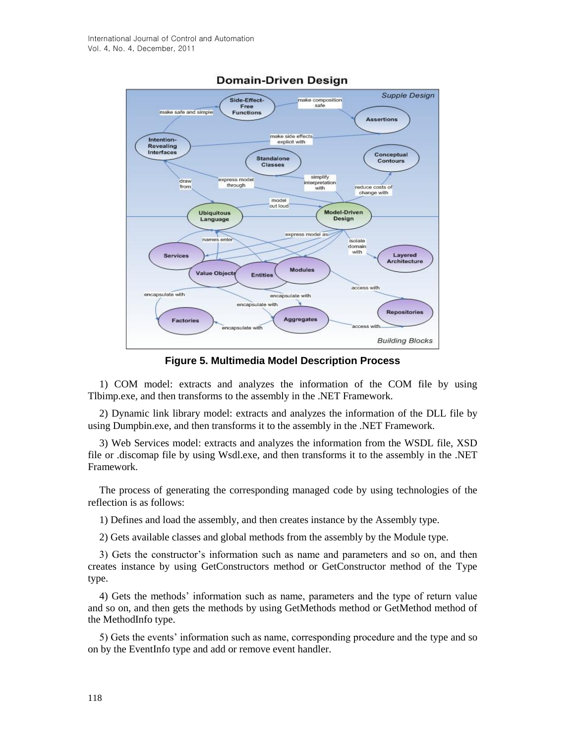**Figure 5. Multimedia Model Description Process**

1) COM model: extracts and analyzes the information of the COM file by using Tlbimp.exe, and then transforms to the assembly in the .NET Framework.

2) Dynamic link library model: extracts and analyzes the information of the DLL file by using Dumpbin.exe, and then transforms it to the assembly in the .NET Framework.

3) Web Services model: extracts and analyzes the information from the WSDL file, XSD file or .discomap file by using Wsdl.exe, and then transforms it to the assembly in the .NET Framework.

The process of generating the corresponding managed code by using technologies of the reflection is as follows:

1) Defines and load the assembly, and then creates instance by the Assembly type.

2) Gets available classes and global methods from the assembly by the Module type.

3) Gets the constructor's information such as name and parameters and so on, and then creates instance by using GetConstructors method or GetConstructor method of the Type type.

4) Gets the methods' information such as name, parameters and the type of return value and so on, and then gets the methods by using GetMethods method or GetMethod method of the MethodInfo type.

5) Gets the events' information such as name, corresponding procedure and the type and so on by the EventInfo type and add or remove event handler.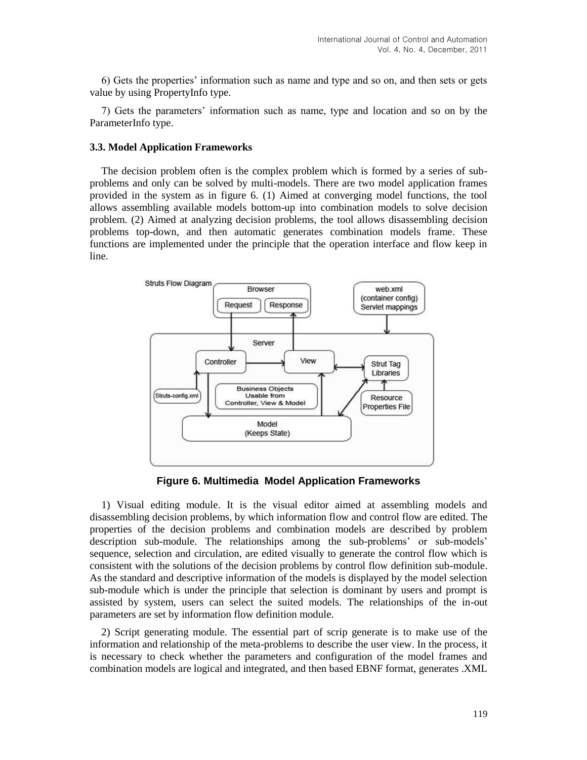6) Gets the properties' information such as name and type and so on, and then sets or gets value by using PropertyInfo type.

7) Gets the parameters' information such as name, type and location and so on by the ParameterInfo type.

### 3.3. Model Application Frameworks

The decision problem often is the complex problem which is formed by a series of sub-problems and only can be solved by multi-models. There are two model application frames provided in the system as in figure 6. (1) Aimed at converging model functions, the tool allows assembling available models bottom-up into combination models to solve decision problem. (2) Aimed at analyzing decision problems, the tool allows disassembling decision problems top-down, and then automatic generates combination models frame. These functions are implemented under the principle that the operation interface and flow keep in line.

**Figure 6. Multimedia Model Application Frameworks**

1) Visual editing module. It is the visual editor aimed at assembling models and disassembling decision problems, by which information flow and control flow are edited. The properties of the decision problems and combination models are described by problem description sub-module. The relationships among the sub-problems' or sub-models' sequence, selection and circulation, are edited visually to generate the control flow which is consistent with the solutions of the decision problems by control flow definition sub-module. As the standard and descriptive information of the models is displayed by the model selection sub-module which is under the principle that selection is dominant by users and prompt is assisted by system, users can select the suited models. The relationships of the in-out parameters are set by information flow definition module.

2) Script generating module. The essential part of scrip generate is to make use of the information and relationship of the meta-problems to describe the user view. In the process, it is necessary to check whether the parameters and configuration of the model frames and combination models are logical and integrated, and then based EBNF format, generates .XML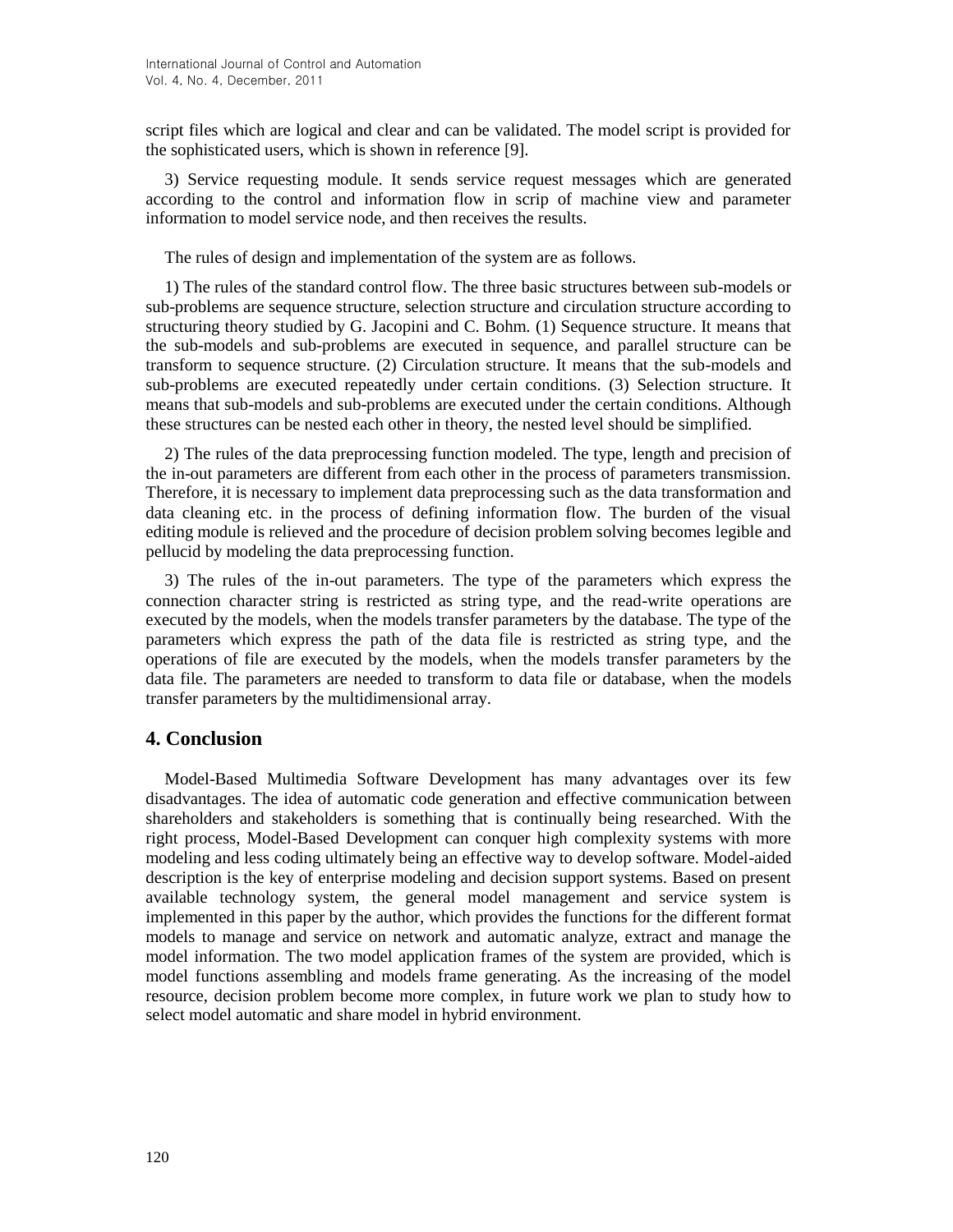script files which are logical and clear and can be validated. The model script is provided for the sophisticated users, which is shown in reference [9].

3) Service requesting module. It sends service request messages which are generated according to the control and information flow in scrip of machine view and parameter information to model service node, and then receives the results.

The rules of design and implementation of the system are as follows.

1) The rules of the standard control flow. The three basic structures between sub-models or sub-problems are sequence structure, selection structure and circulation structure according to structuring theory studied by G. Jacopini and C. Bohm. (1) Sequence structure. It means that the sub-models and sub-problems are executed in sequence, and parallel structure can be transform to sequence structure. (2) Circulation structure. It means that the sub-models and sub-problems are executed repeatedly under certain conditions. (3) Selection structure. It means that sub-models and sub-problems are executed under the certain conditions. Although these structures can be nested each other in theory, the nested level should be simplified.

2) The rules of the data preprocessing function modeled. The type, length and precision of the in-out parameters are different from each other in the process of parameters transmission. Therefore, it is necessary to implement data preprocessing such as the data transformation and data cleaning etc. in the process of defining information flow. The burden of the visual editing module is relieved and the procedure of decision problem solving becomes legible and pellucid by modeling the data preprocessing function.

3) The rules of the in-out parameters. The type of the parameters which express the connection character string is restricted as string type, and the read-write operations are executed by the models, when the models transfer parameters by the database. The type of the parameters which express the path of the data file is restricted as string type, and the operations of file are executed by the models, when the models transfer parameters by the data file. The parameters are needed to transform to data file or database, when the models transfer parameters by the multidimensional array.

## 4. Conclusion

Model-Based Multimedia Software Development has many advantages over its few disadvantages. The idea of automatic code generation and effective communication between shareholders and stakeholders is something that is continually being researched. With the right process, Model-Based Development can conquer high complexity systems with more modeling and less coding ultimately being an effective way to develop software. Model-aided description is the key of enterprise modeling and decision support systems. Based on present available technology system, the general model management and service system is implemented in this paper by the author, which provides the functions for the different format models to manage and service on network and automatic analyze, extract and manage the model information. The two model application frames of the system are provided, which is model functions assembling and models frame generating. As the increasing of the model resource, decision problem become more complex, in future work we plan to study how to select model automatic and share model in hybrid environment.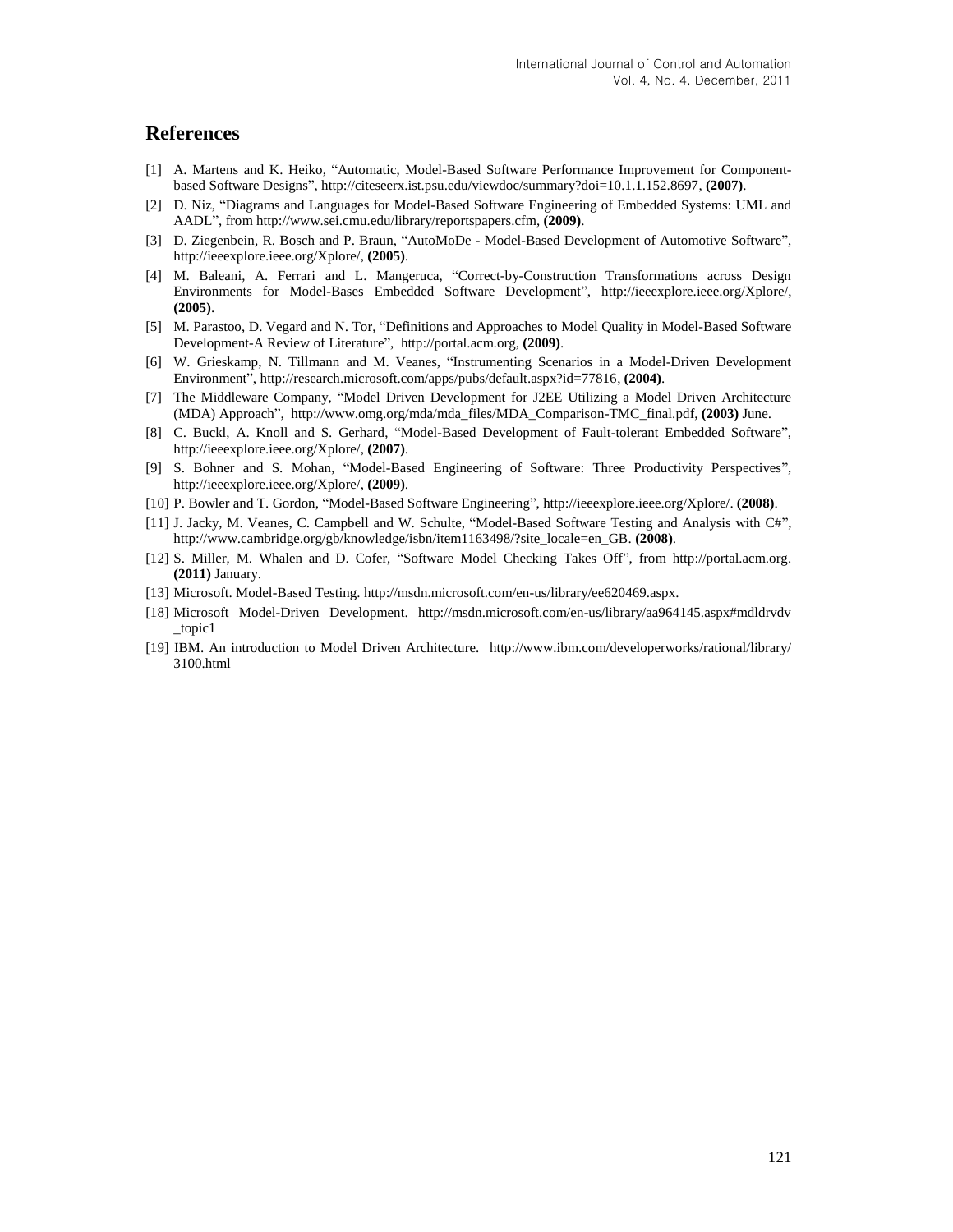## References

[1] A. Martens and K. Heiko, "Automatic, Model-Based Software Performance Improvement for Component-based Software Designs", http://citeseerx.ist.psu.edu/viewdoc/summary?doi=10.1.1.152.8697, **(2007)**.

[2] D. Niz, "Diagrams and Languages for Model-Based Software Engineering of Embedded Systems: UML and AADL", from http://www.sei.cmu.edu/library/reportspapers.cfm, **(2009)**.

[3] D. Ziegenbein, R. Bosch and P. Braun, "AutoMoDe - Model-Based Development of Automotive Software", http://ieeexplore.ieee.org/Xplore/, **(2005)**.

[4] M. Baleani, A. Ferrari and L. Mangeruca, "Correct-by-Construction Transformations across Design Environments for Model-Bases Embedded Software Development", http://ieeexplore.ieee.org/Xplore/, **(2005)**.

[5] M. Parastoo, D. Vegard and N. Tor, "Definitions and Approaches to Model Quality in Model-Based Software Development-A Review of Literature", http://portal.acm.org, **(2009)**.

[6] W. Grieskamp, N. Tillmann and M. Veanes, "Instrumenting Scenarios in a Model-Driven Development Environment", http://research.microsoft.com/apps/pubs/default.aspx?id=77816, **(2004)**.

[7] The Middleware Company, "Model Driven Development for J2EE Utilizing a Model Driven Architecture (MDA) Approach", http://www.omg.org/mda/mda_files/MDA_Comparison-TMC_final.pdf, **(2003)** June.

[8] C. Buckl, A. Knoll and S. Gerhard, "Model-Based Development of Fault-tolerant Embedded Software", http://ieeexplore.ieee.org/Xplore/, **(2007)**.

[9] S. Bohner and S. Mohan, "Model-Based Engineering of Software: Three Productivity Perspectives", http://ieeexplore.ieee.org/Xplore/, **(2009)**.

[10] P. Bowler and T. Gordon, "Model-Based Software Engineering", http://ieeexplore.ieee.org/Xplore/. **(2008)**.

[11] J. Jacky, M. Veanes, C. Campbell and W. Schulte, "Model-Based Software Testing and Analysis with C#", http://www.cambridge.org/gb/knowledge/isbn/item1163498/?site_locale=en_GB. **(2008)**.

[12] S. Miller, M. Whalen and D. Cofer, "Software Model Checking Takes Off", from http://portal.acm.org. **(2011)** January.

[13] Microsoft. Model-Based Testing. http://msdn.microsoft.com/en-us/library/ee620469.aspx.

[18] Microsoft Model-Driven Development. http://msdn.microsoft.com/en-us/library/aa964145.aspx#mdldrvdv_topic1

[19] IBM. An introduction to Model Driven Architecture. http://www.ibm.com/developerworks/rational/library/3100.html